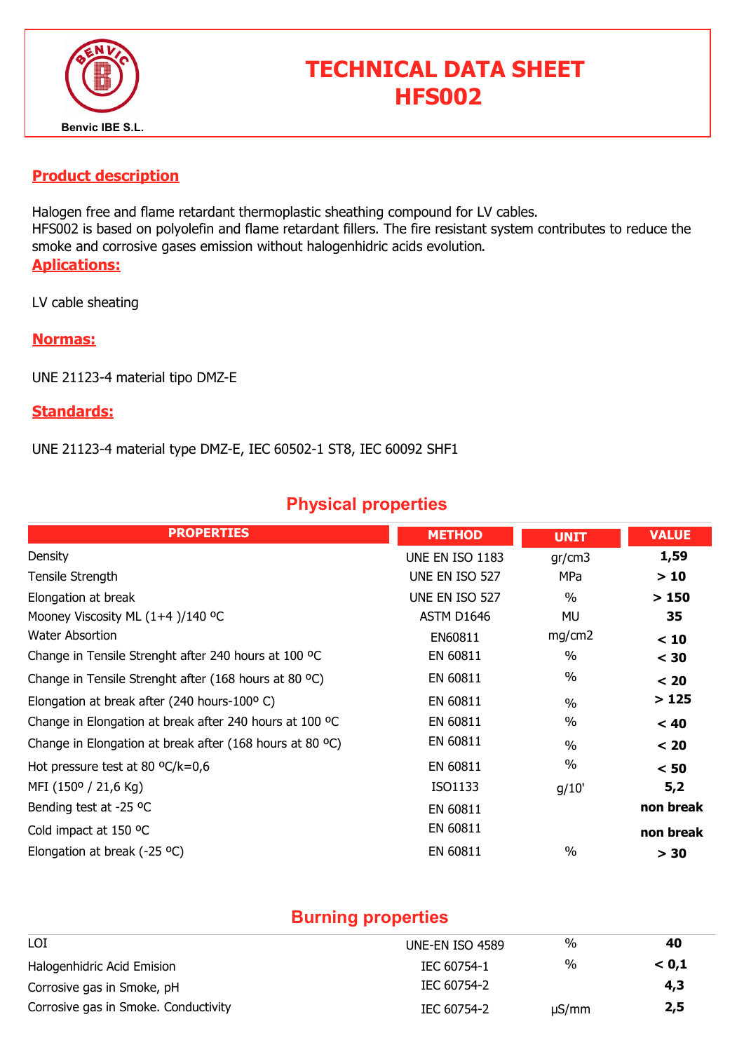Benvic IBE S.L.

# TECHNICAL DATA SHEET
# HFS002

## Product description

Halogen free and flame retardant thermoplastic sheathing compound for LV cables.
HFS002 is based on polyolefin and flame retardant fillers. The fire resistant system contributes to reduce the smoke and corrosive gases emission without halogenhidric acids evolution.

## Aplications:

LV cable sheating

## Normas:

UNE 21123-4 material tipo DMZ-E

## Standards:

UNE 21123-4 material type DMZ-E, IEC 60502-1 ST8, IEC 60092 SHF1

## Physical properties

| PROPERTIES | METHOD | UNIT | VALUE |
|---|---|---|---|
| Density | UNE EN ISO 1183 | gr/cm3 | **1,59** |
| Tensile Strength | UNE EN ISO 527 | MPa | **> 10** |
| Elongation at break | UNE EN ISO 527 | % | **> 150** |
| Mooney Viscosity ML (1+4 )/140 ºC | ASTM D1646 | MU | **35** |
| Water Absortion | EN60811 | mg/cm2 | **< 10** |
| Change in Tensile Strenght after 240 hours at 100 ºC | EN 60811 | % | **< 30** |
| Change in Tensile Strenght after (168 hours at 80 ºC) | EN 60811 | % | **< 20** |
| Elongation at break after (240 hours-100º C) | EN 60811 | % | **> 125** |
| Change in Elongation at break after 240 hours at 100 ºC | EN 60811 | % | **< 40** |
| Change in Elongation at break after (168 hours at 80 ºC) | EN 60811 | % | **< 20** |
| Hot pressure test at 80 ºC/k=0,6 | EN 60811 | % | **< 50** |
| MFI (150º / 21,6 Kg) | ISO1133 | g/10' | **5,2** |
| Bending test at -25 ºC | EN 60811 | | **non break** |
| Cold impact at 150 ºC | EN 60811 | | **non break** |
| Elongation at break (-25 ºC) | EN 60811 | % | **> 30** |

## Burning properties

| PROPERTIES | METHOD | UNIT | VALUE |
|---|---|---|---|
| LOI | UNE-EN ISO 4589 | % | **40** |
| Halogenhidric Acid Emision | IEC 60754-1 | % | **< 0,1** |
| Corrosive gas in Smoke, pH | IEC 60754-2 | | **4,3** |
| Corrosive gas in Smoke. Conductivity | IEC 60754-2 | µS/mm | **2,5** |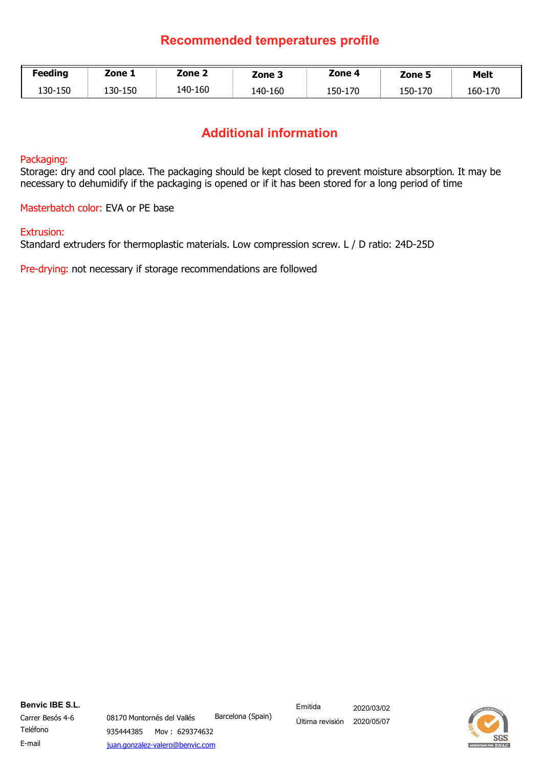## Recommended temperatures profile

| Feeding | Zone 1 | Zone 2 | Zone 3 | Zone 4 | Zone 5 | Melt |
|---|---|---|---|---|---|---|
| 130-150 | 130-150 | 140-160 | 140-160 | 150-170 | 150-170 | 160-170 |

## Additional information

Packaging:
Storage: dry and cool place. The packaging should be kept closed to prevent moisture absorption. It may be necessary to dehumidify if the packaging is opened or if it has been stored for a long period of time

Masterbatch color: EVA or PE base

Extrusion:
Standard extruders for thermoplastic materials. Low compression screw. L / D ratio: 24D-25D

Pre-drying: not necessary if storage recommendations are followed

**Benvic IBE S.L.**
Carrer Besós 4-6 08170 Montornés del Vallés Barcelona (Spain)
Teléfono 935444385 Mov : 629374632
E-mail juan.gonzalez-valero@benvic.com

Emitida 2020/03/02
Última revisión 2020/05/07